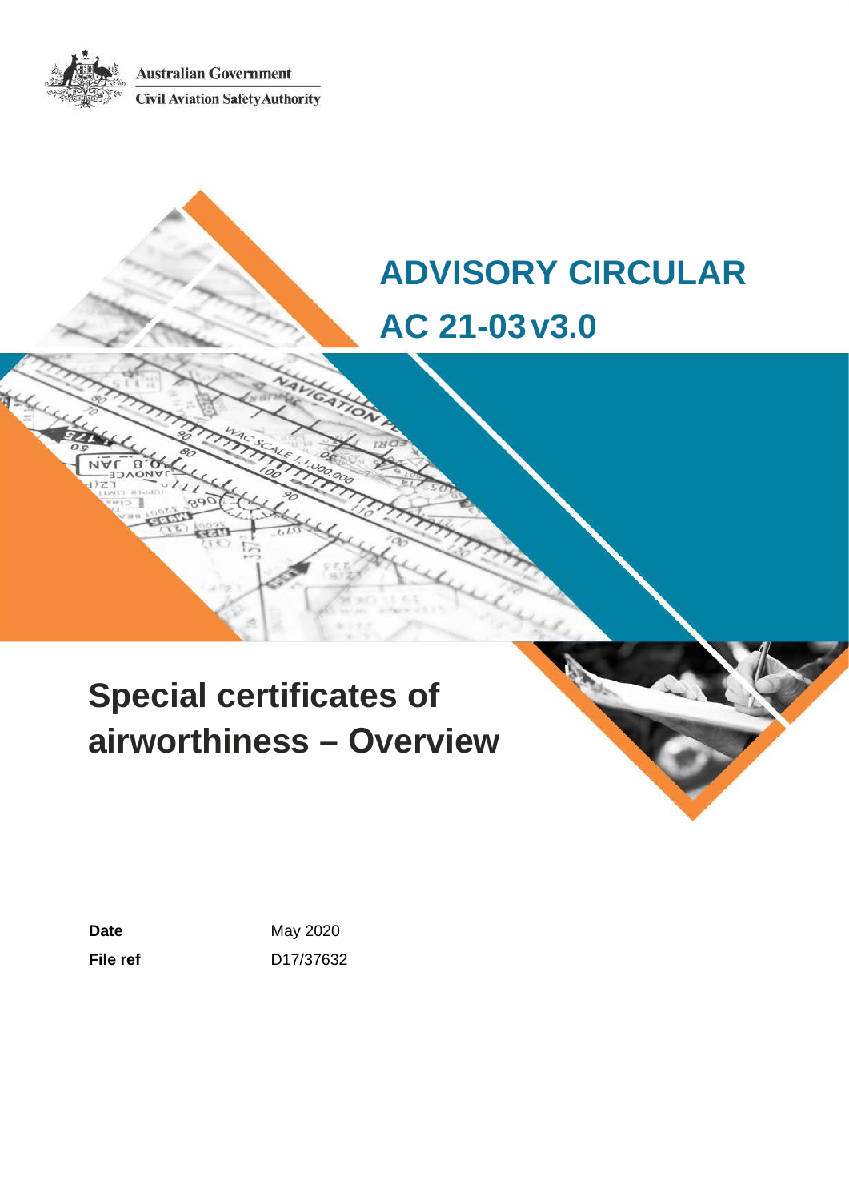Australian Government

Civil Aviation Safety Authority

# ADVISORY CIRCULAR

# AC 21-03 v3.0

# Special certificates of airworthiness – Overview

| | |
|---|---|
| **Date** | May 2020 |
| **File ref** | D17/37632 |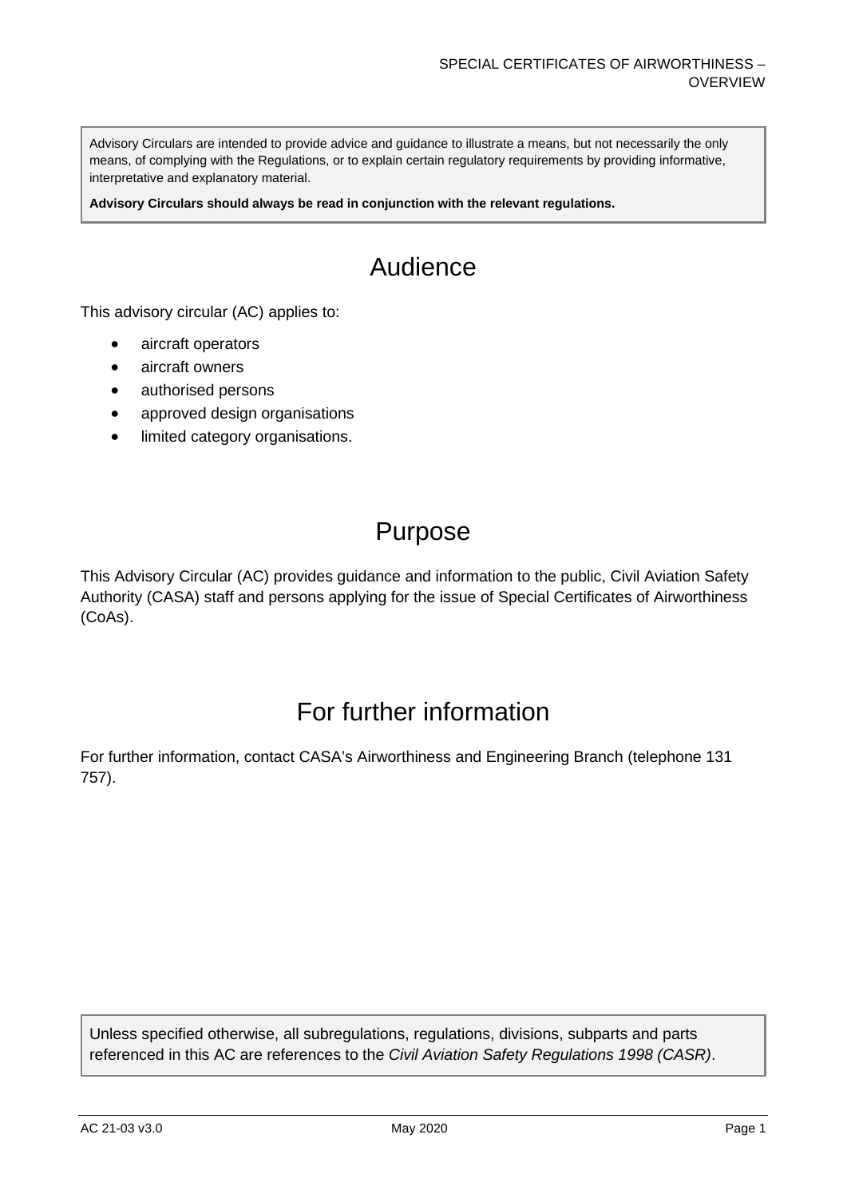Advisory Circulars are intended to provide advice and guidance to illustrate a means, but not necessarily the only means, of complying with the Regulations, or to explain certain regulatory requirements by providing informative, interpretative and explanatory material.

**Advisory Circulars should always be read in conjunction with the relevant regulations.**

# Audience

This advisory circular (AC) applies to:

- aircraft operators
- aircraft owners
- authorised persons
- approved design organisations
- limited category organisations.

# Purpose

This Advisory Circular (AC) provides guidance and information to the public, Civil Aviation Safety Authority (CASA) staff and persons applying for the issue of Special Certificates of Airworthiness (CoAs).

# For further information

For further information, contact CASA's Airworthiness and Engineering Branch (telephone 131 757).

Unless specified otherwise, all subregulations, regulations, divisions, subparts and parts referenced in this AC are references to the *Civil Aviation Safety Regulations 1998 (CASR)*.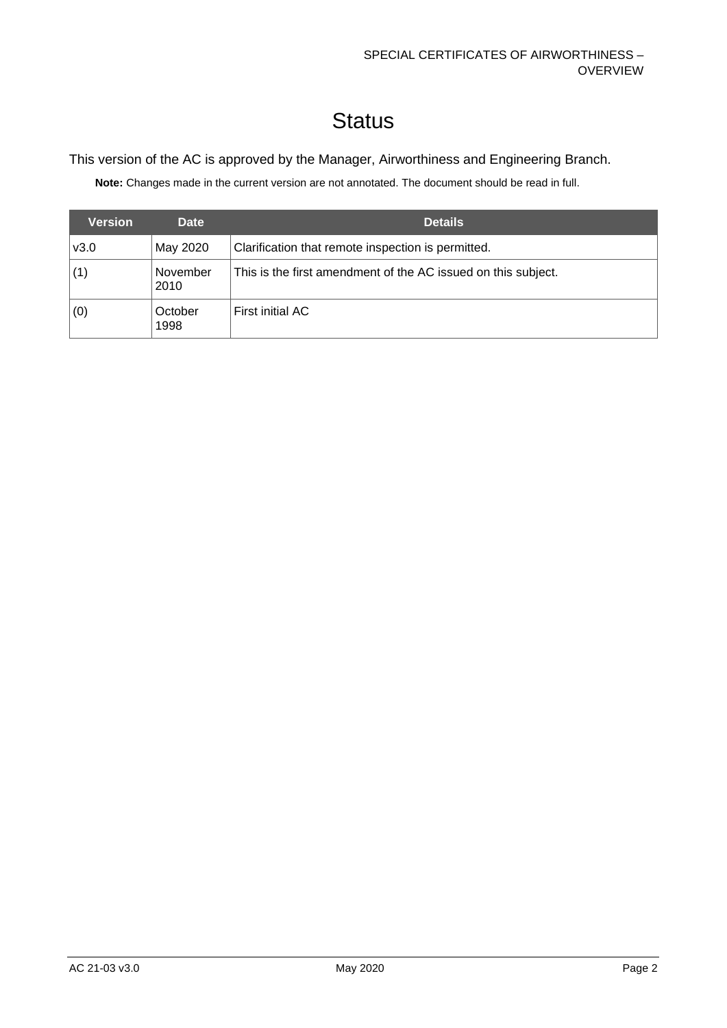# Status

This version of the AC is approved by the Manager, Airworthiness and Engineering Branch.

**Note:** Changes made in the current version are not annotated. The document should be read in full.

| Version | Date | Details |
| --- | --- | --- |
| v3.0 | May 2020 | Clarification that remote inspection is permitted. |
| (1) | November 2010 | This is the first amendment of the AC issued on this subject. |
| (0) | October 1998 | First initial AC |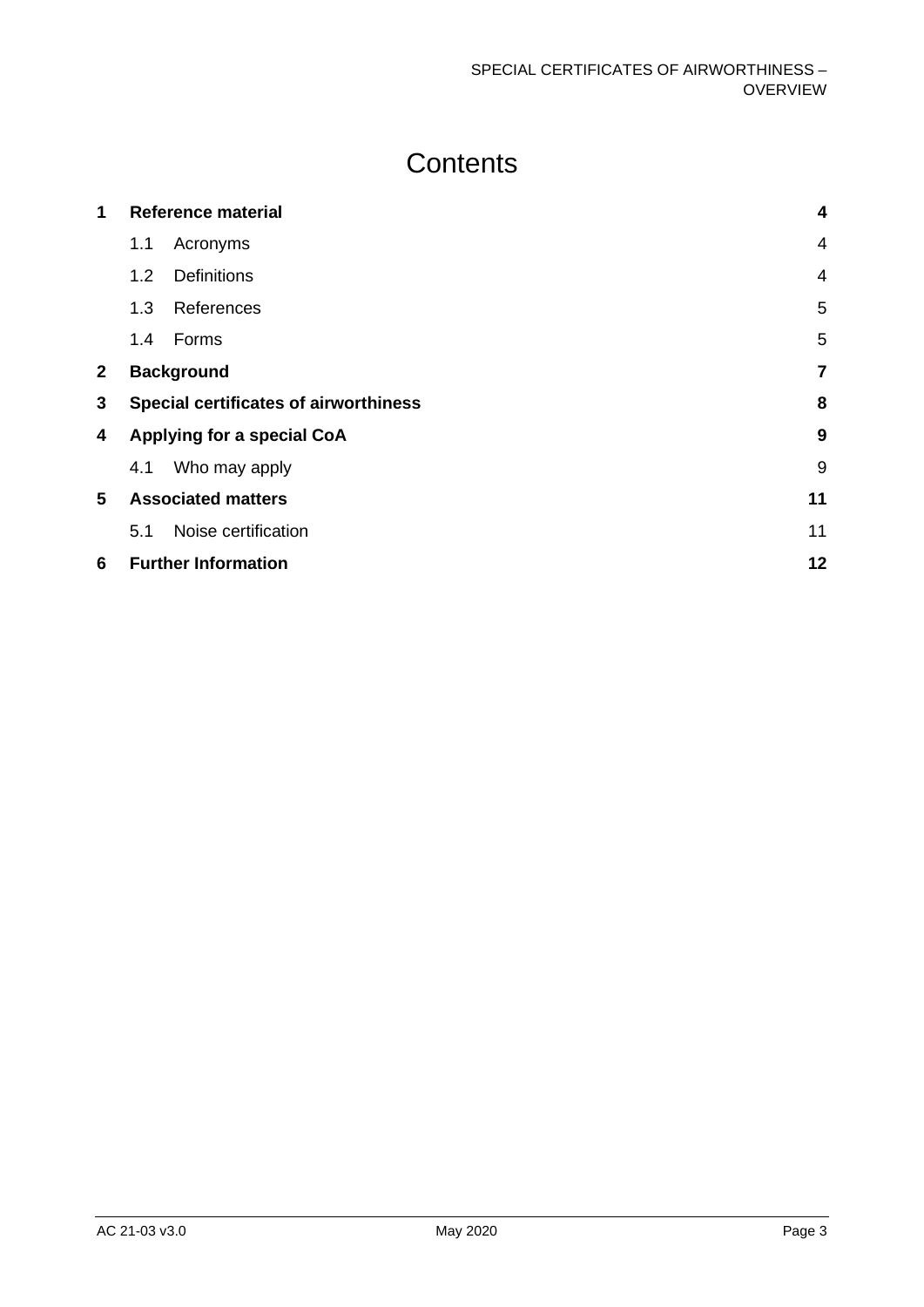# Contents

| | | |
|---|---|---|
| **1** | **Reference material** | **4** |
| | 1.1 Acronyms | 4 |
| | 1.2 Definitions | 4 |
| | 1.3 References | 5 |
| | 1.4 Forms | 5 |
| **2** | **Background** | **7** |
| **3** | **Special certificates of airworthiness** | **8** |
| **4** | **Applying for a special CoA** | **9** |
| | 4.1 Who may apply | 9 |
| **5** | **Associated matters** | **11** |
| | 5.1 Noise certification | 11 |
| **6** | **Further Information** | **12** |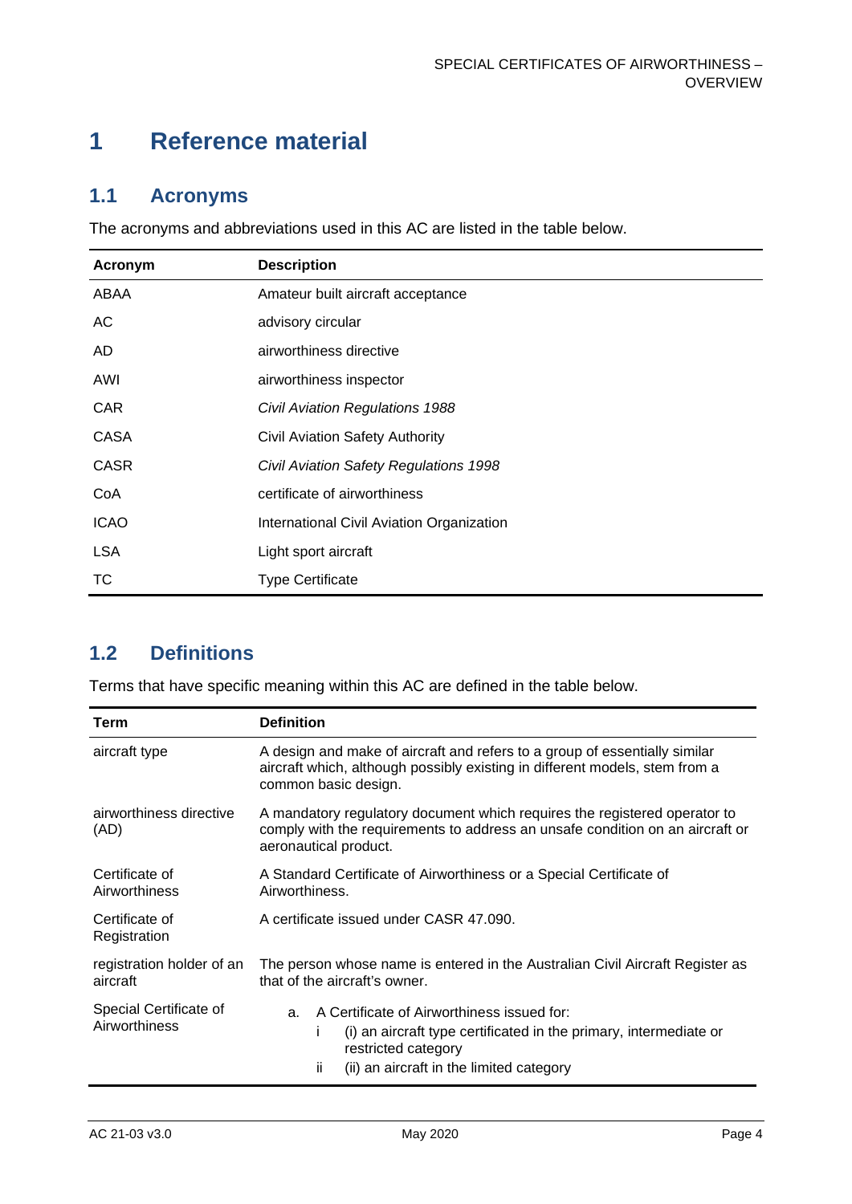# 1 Reference material

## 1.1 Acronyms

The acronyms and abbreviations used in this AC are listed in the table below.

| Acronym | Description |
| --- | --- |
| ABAA | Amateur built aircraft acceptance |
| AC | advisory circular |
| AD | airworthiness directive |
| AWI | airworthiness inspector |
| CAR | *Civil Aviation Regulations 1988* |
| CASA | Civil Aviation Safety Authority |
| CASR | *Civil Aviation Safety Regulations 1998* |
| CoA | certificate of airworthiness |
| ICAO | International Civil Aviation Organization |
| LSA | Light sport aircraft |
| TC | Type Certificate |

## 1.2 Definitions

Terms that have specific meaning within this AC are defined in the table below.

| Term | Definition |
| --- | --- |
| aircraft type | A design and make of aircraft and refers to a group of essentially similar aircraft which, although possibly existing in different models, stem from a common basic design. |
| airworthiness directive (AD) | A mandatory regulatory document which requires the registered operator to comply with the requirements to address an unsafe condition on an aircraft or aeronautical product. |
| Certificate of Airworthiness | A Standard Certificate of Airworthiness or a Special Certificate of Airworthiness. |
| Certificate of Registration | A certificate issued under CASR 47.090. |
| registration holder of an aircraft | The person whose name is entered in the Australian Civil Aircraft Register as that of the aircraft's owner. |
| Special Certificate of Airworthiness | a. A Certificate of Airworthiness issued for:<br>i (i) an aircraft type certificated in the primary, intermediate or restricted category<br>ii (ii) an aircraft in the limited category |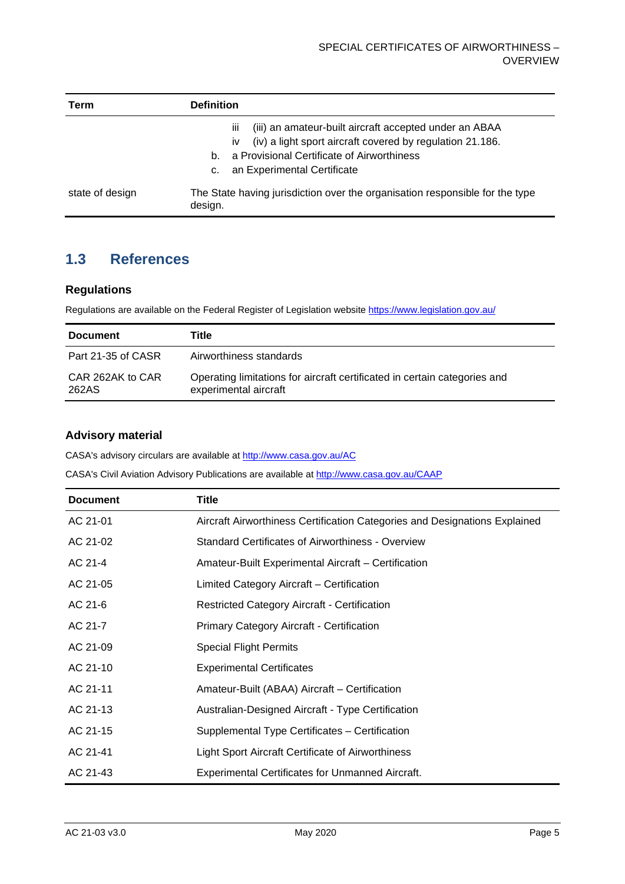| Term | Definition |
| --- | --- |
| | iii (iii) an amateur-built aircraft accepted under an ABAA<br>iv (iv) a light sport aircraft covered by regulation 21.186.<br>b. a Provisional Certificate of Airworthiness<br>c. an Experimental Certificate |
| state of design | The State having jurisdiction over the organisation responsible for the type design. |

## 1.3 References

### Regulations

Regulations are available on the Federal Register of Legislation website https://www.legislation.gov.au/

| Document | Title |
| --- | --- |
| Part 21-35 of CASR | Airworthiness standards |
| CAR 262AK to CAR 262AS | Operating limitations for aircraft certificated in certain categories and experimental aircraft |

### Advisory material

CASA's advisory circulars are available at http://www.casa.gov.au/AC

CASA's Civil Aviation Advisory Publications are available at http://www.casa.gov.au/CAAP

| Document | Title |
| --- | --- |
| AC 21-01 | Aircraft Airworthiness Certification Categories and Designations Explained |
| AC 21-02 | Standard Certificates of Airworthiness - Overview |
| AC 21-4 | Amateur-Built Experimental Aircraft – Certification |
| AC 21-05 | Limited Category Aircraft – Certification |
| AC 21-6 | Restricted Category Aircraft - Certification |
| AC 21-7 | Primary Category Aircraft - Certification |
| AC 21-09 | Special Flight Permits |
| AC 21-10 | Experimental Certificates |
| AC 21-11 | Amateur-Built (ABAA) Aircraft – Certification |
| AC 21-13 | Australian-Designed Aircraft - Type Certification |
| AC 21-15 | Supplemental Type Certificates – Certification |
| AC 21-41 | Light Sport Aircraft Certificate of Airworthiness |
| AC 21-43 | Experimental Certificates for Unmanned Aircraft. |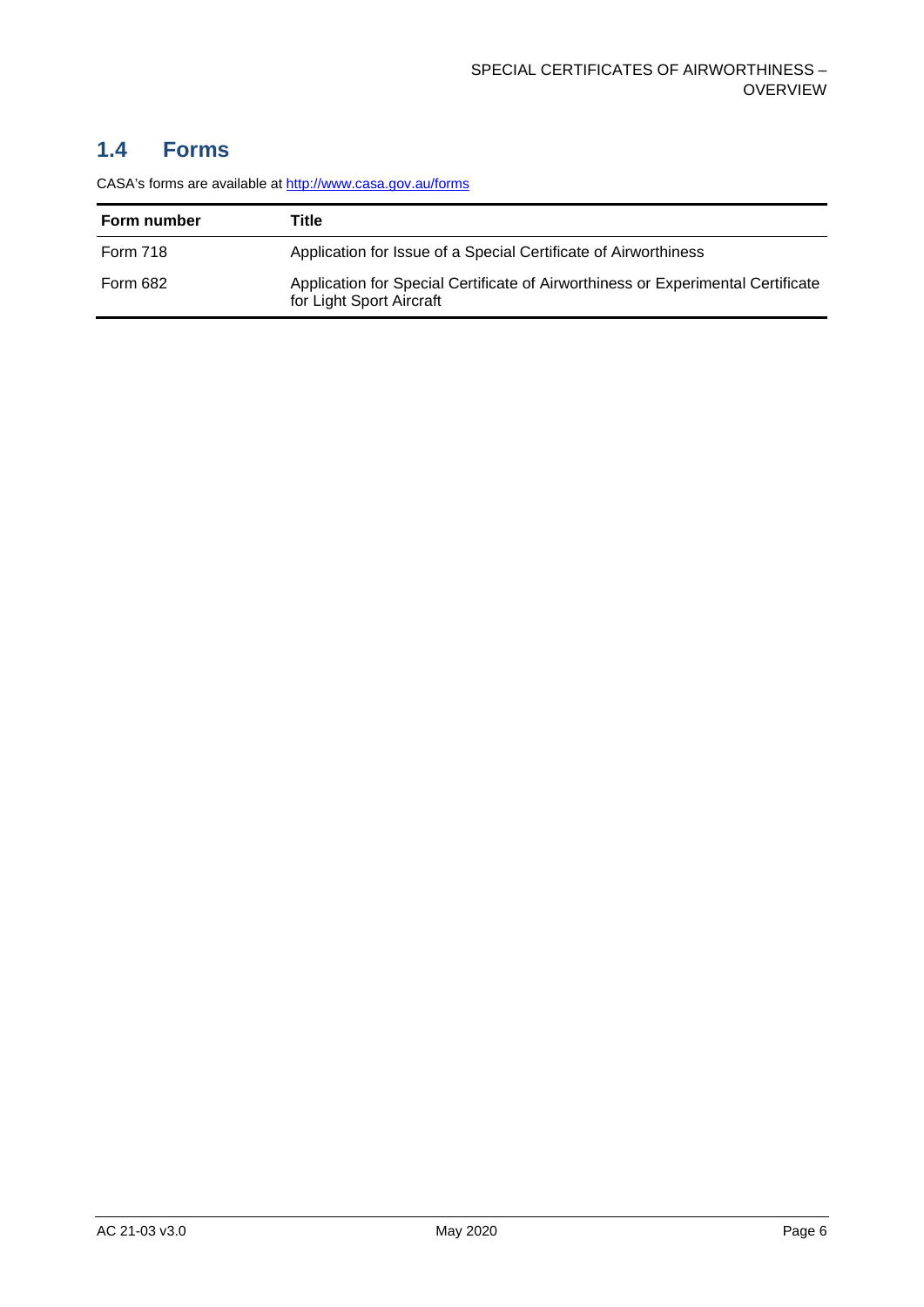## 1.4 Forms

CASA's forms are available at [http://www.casa.gov.au/forms](http://www.casa.gov.au/forms)

| Form number | Title |
|---|---|
| Form 718 | Application for Issue of a Special Certificate of Airworthiness |
| Form 682 | Application for Special Certificate of Airworthiness or Experimental Certificate for Light Sport Aircraft |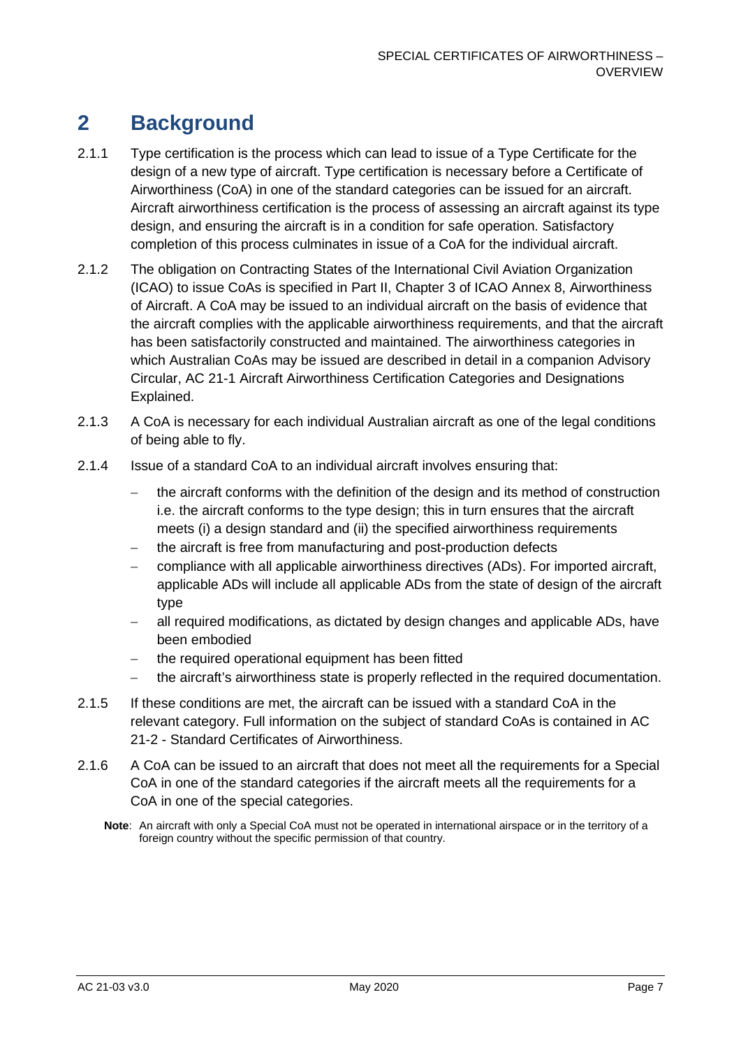# 2 Background

2.1.1 Type certification is the process which can lead to issue of a Type Certificate for the design of a new type of aircraft. Type certification is necessary before a Certificate of Airworthiness (CoA) in one of the standard categories can be issued for an aircraft. Aircraft airworthiness certification is the process of assessing an aircraft against its type design, and ensuring the aircraft is in a condition for safe operation. Satisfactory completion of this process culminates in issue of a CoA for the individual aircraft.

2.1.2 The obligation on Contracting States of the International Civil Aviation Organization (ICAO) to issue CoAs is specified in Part II, Chapter 3 of ICAO Annex 8, Airworthiness of Aircraft. A CoA may be issued to an individual aircraft on the basis of evidence that the aircraft complies with the applicable airworthiness requirements, and that the aircraft has been satisfactorily constructed and maintained. The airworthiness categories in which Australian CoAs may be issued are described in detail in a companion Advisory Circular, AC 21-1 Aircraft Airworthiness Certification Categories and Designations Explained.

2.1.3 A CoA is necessary for each individual Australian aircraft as one of the legal conditions of being able to fly.

2.1.4 Issue of a standard CoA to an individual aircraft involves ensuring that:

- the aircraft conforms with the definition of the design and its method of construction i.e. the aircraft conforms to the type design; this in turn ensures that the aircraft meets (i) a design standard and (ii) the specified airworthiness requirements
- the aircraft is free from manufacturing and post-production defects
- compliance with all applicable airworthiness directives (ADs). For imported aircraft, applicable ADs will include all applicable ADs from the state of design of the aircraft type
- all required modifications, as dictated by design changes and applicable ADs, have been embodied
- the required operational equipment has been fitted
- the aircraft's airworthiness state is properly reflected in the required documentation.

2.1.5 If these conditions are met, the aircraft can be issued with a standard CoA in the relevant category. Full information on the subject of standard CoAs is contained in AC 21-2 - Standard Certificates of Airworthiness.

2.1.6 A CoA can be issued to an aircraft that does not meet all the requirements for a Special CoA in one of the standard categories if the aircraft meets all the requirements for a CoA in one of the special categories.

**Note**: An aircraft with only a Special CoA must not be operated in international airspace or in the territory of a foreign country without the specific permission of that country.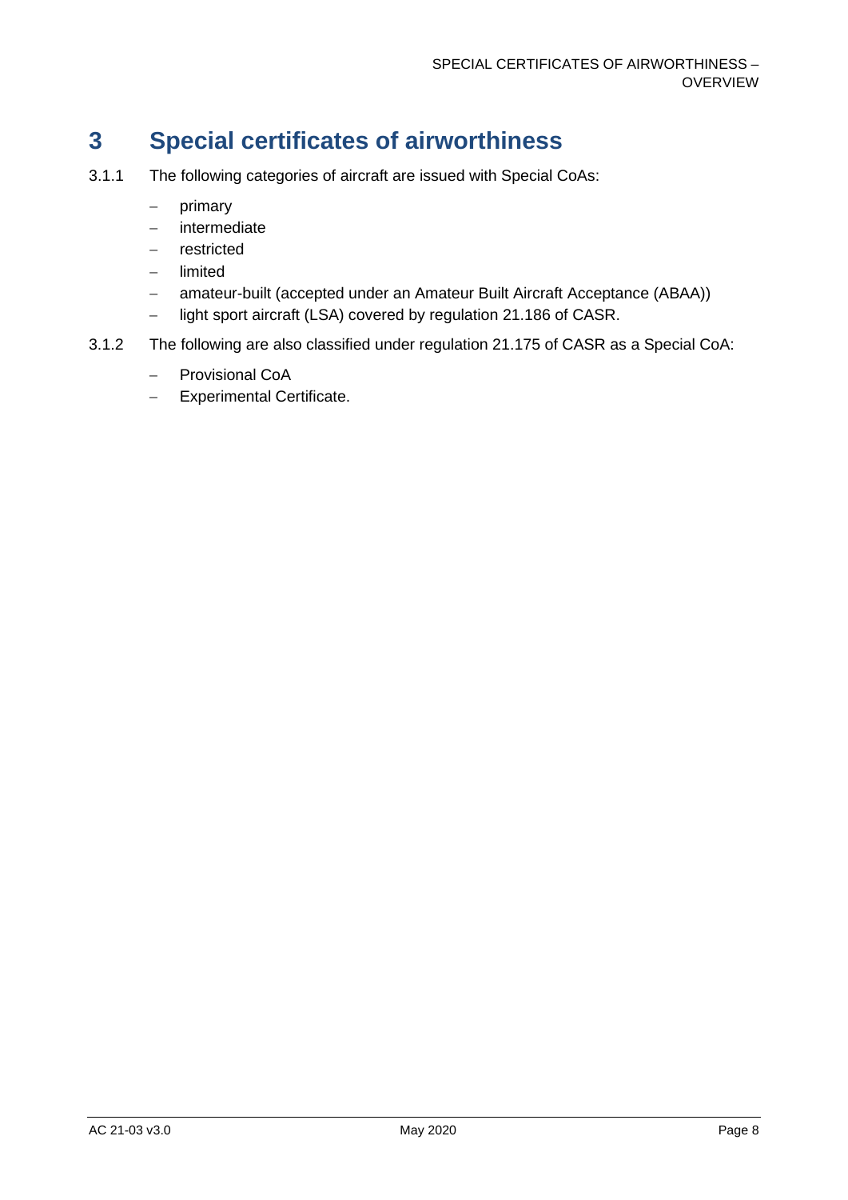# 3 Special certificates of airworthiness

3.1.1 The following categories of aircraft are issued with Special CoAs:

- primary
- intermediate
- restricted
- limited
- amateur-built (accepted under an Amateur Built Aircraft Acceptance (ABAA))
- light sport aircraft (LSA) covered by regulation 21.186 of CASR.

3.1.2 The following are also classified under regulation 21.175 of CASR as a Special CoA:

- Provisional CoA
- Experimental Certificate.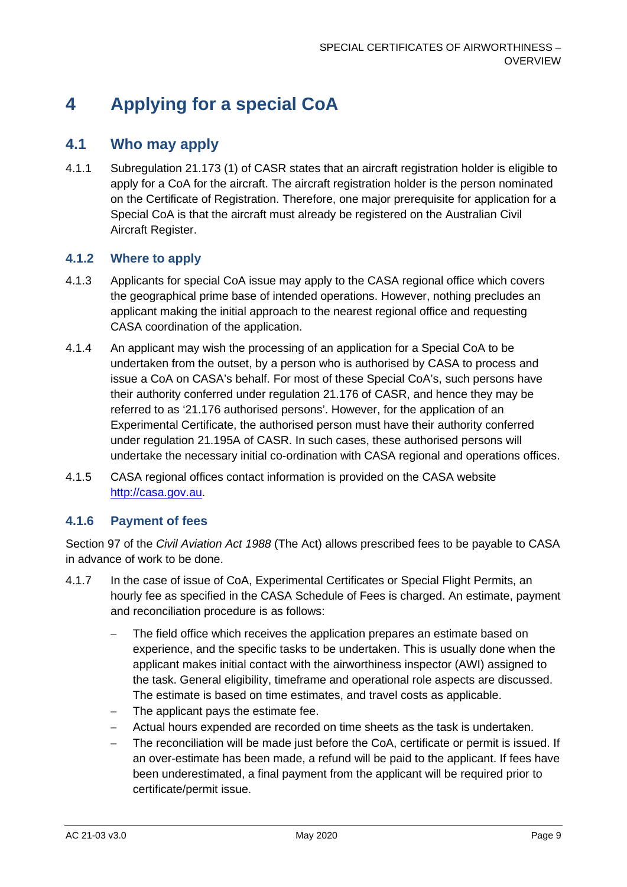# 4 Applying for a special CoA

## 4.1 Who may apply

4.1.1 Subregulation 21.173 (1) of CASR states that an aircraft registration holder is eligible to apply for a CoA for the aircraft. The aircraft registration holder is the person nominated on the Certificate of Registration. Therefore, one major prerequisite for application for a Special CoA is that the aircraft must already be registered on the Australian Civil Aircraft Register.

### 4.1.2 Where to apply

4.1.3 Applicants for special CoA issue may apply to the CASA regional office which covers the geographical prime base of intended operations. However, nothing precludes an applicant making the initial approach to the nearest regional office and requesting CASA coordination of the application.

4.1.4 An applicant may wish the processing of an application for a Special CoA to be undertaken from the outset, by a person who is authorised by CASA to process and issue a CoA on CASA's behalf. For most of these Special CoA's, such persons have their authority conferred under regulation 21.176 of CASR, and hence they may be referred to as '21.176 authorised persons'. However, for the application of an Experimental Certificate, the authorised person must have their authority conferred under regulation 21.195A of CASR. In such cases, these authorised persons will undertake the necessary initial co-ordination with CASA regional and operations offices.

4.1.5 CASA regional offices contact information is provided on the CASA website [http://casa.gov.au](http://casa.gov.au).

### 4.1.6 Payment of fees

Section 97 of the *Civil Aviation Act 1988* (The Act) allows prescribed fees to be payable to CASA in advance of work to be done.

4.1.7 In the case of issue of CoA, Experimental Certificates or Special Flight Permits, an hourly fee as specified in the CASA Schedule of Fees is charged. An estimate, payment and reconciliation procedure is as follows:

- The field office which receives the application prepares an estimate based on experience, and the specific tasks to be undertaken. This is usually done when the applicant makes initial contact with the airworthiness inspector (AWI) assigned to the task. General eligibility, timeframe and operational role aspects are discussed. The estimate is based on time estimates, and travel costs as applicable.
- The applicant pays the estimate fee.
- Actual hours expended are recorded on time sheets as the task is undertaken.
- The reconciliation will be made just before the CoA, certificate or permit is issued. If an over-estimate has been made, a refund will be paid to the applicant. If fees have been underestimated, a final payment from the applicant will be required prior to certificate/permit issue.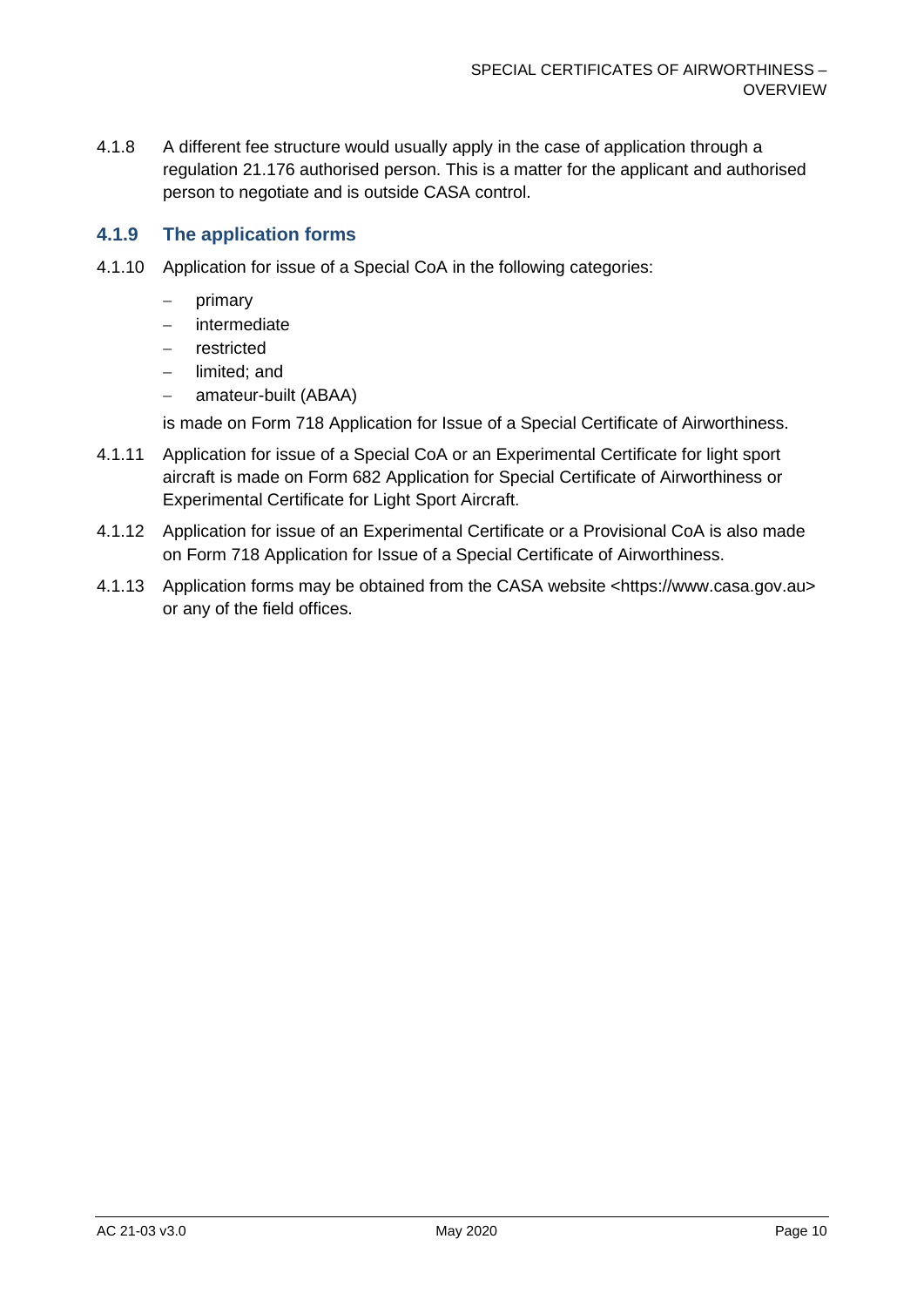4.1.8 A different fee structure would usually apply in the case of application through a regulation 21.176 authorised person. This is a matter for the applicant and authorised person to negotiate and is outside CASA control.

### 4.1.9 The application forms

4.1.10 Application for issue of a Special CoA in the following categories:

- primary
- intermediate
- restricted
- limited; and
- amateur-built (ABAA)

is made on Form 718 Application for Issue of a Special Certificate of Airworthiness.

4.1.11 Application for issue of a Special CoA or an Experimental Certificate for light sport aircraft is made on Form 682 Application for Special Certificate of Airworthiness or Experimental Certificate for Light Sport Aircraft.

4.1.12 Application for issue of an Experimental Certificate or a Provisional CoA is also made on Form 718 Application for Issue of a Special Certificate of Airworthiness.

4.1.13 Application forms may be obtained from the CASA website <https://www.casa.gov.au> or any of the field offices.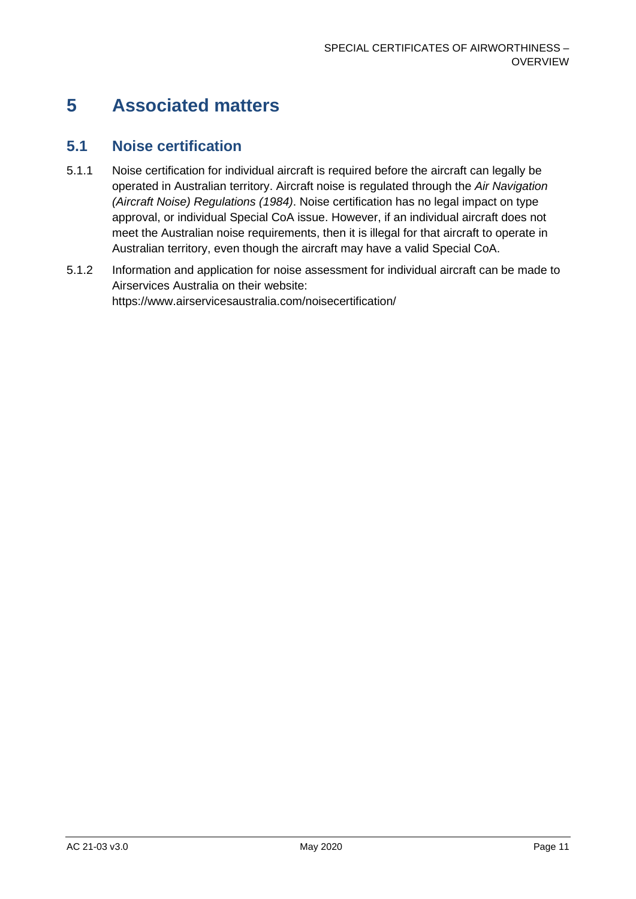# 5 Associated matters

## 5.1 Noise certification

5.1.1 Noise certification for individual aircraft is required before the aircraft can legally be operated in Australian territory. Aircraft noise is regulated through the *Air Navigation (Aircraft Noise) Regulations (1984)*. Noise certification has no legal impact on type approval, or individual Special CoA issue. However, if an individual aircraft does not meet the Australian noise requirements, then it is illegal for that aircraft to operate in Australian territory, even though the aircraft may have a valid Special CoA.

5.1.2 Information and application for noise assessment for individual aircraft can be made to Airservices Australia on their website: https://www.airservicesaustralia.com/noisecertification/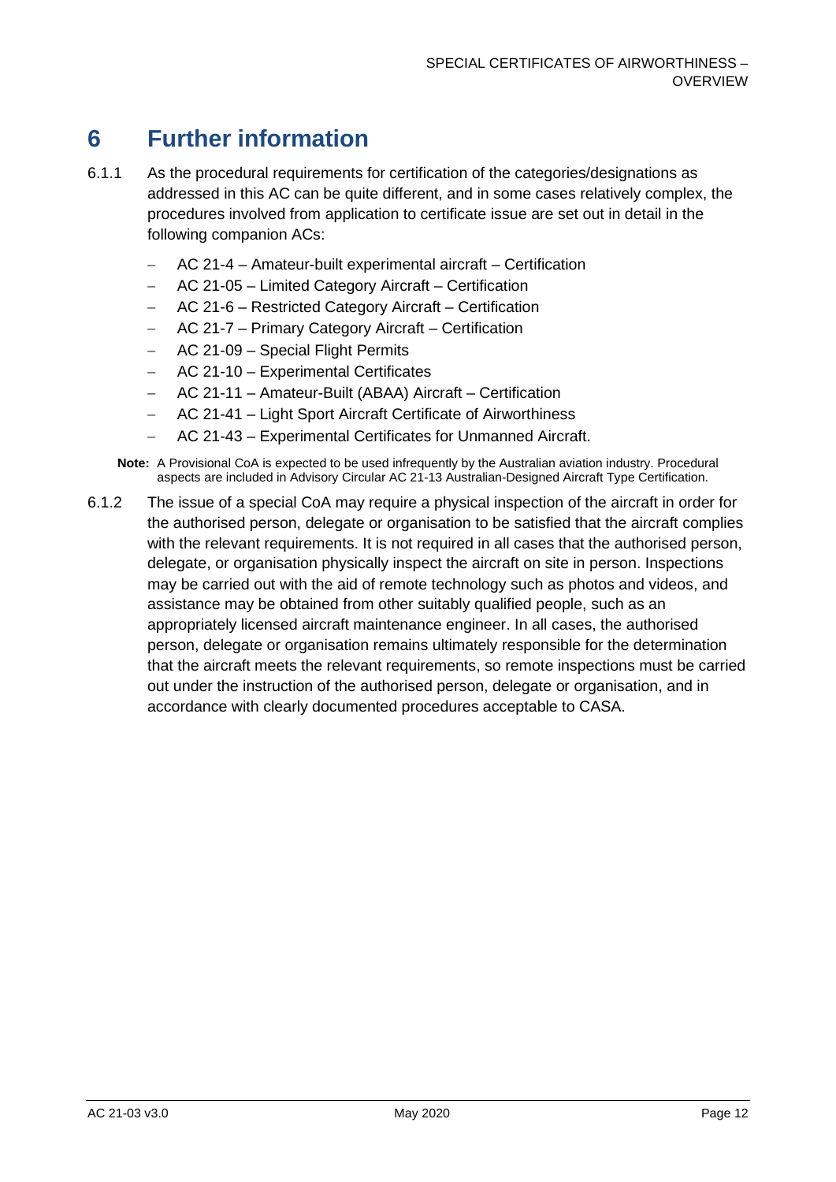# 6 Further information

6.1.1 As the procedural requirements for certification of the categories/designations as addressed in this AC can be quite different, and in some cases relatively complex, the procedures involved from application to certificate issue are set out in detail in the following companion ACs:

- AC 21-4 – Amateur-built experimental aircraft – Certification
- AC 21-05 – Limited Category Aircraft – Certification
- AC 21-6 – Restricted Category Aircraft – Certification
- AC 21-7 – Primary Category Aircraft – Certification
- AC 21-09 – Special Flight Permits
- AC 21-10 – Experimental Certificates
- AC 21-11 – Amateur-Built (ABAA) Aircraft – Certification
- AC 21-41 – Light Sport Aircraft Certificate of Airworthiness
- AC 21-43 – Experimental Certificates for Unmanned Aircraft.

**Note:** A Provisional CoA is expected to be used infrequently by the Australian aviation industry. Procedural aspects are included in Advisory Circular AC 21-13 Australian-Designed Aircraft Type Certification.

6.1.2 The issue of a special CoA may require a physical inspection of the aircraft in order for the authorised person, delegate or organisation to be satisfied that the aircraft complies with the relevant requirements. It is not required in all cases that the authorised person, delegate, or organisation physically inspect the aircraft on site in person. Inspections may be carried out with the aid of remote technology such as photos and videos, and assistance may be obtained from other suitably qualified people, such as an appropriately licensed aircraft maintenance engineer. In all cases, the authorised person, delegate or organisation remains ultimately responsible for the determination that the aircraft meets the relevant requirements, so remote inspections must be carried out under the instruction of the authorised person, delegate or organisation, and in accordance with clearly documented procedures acceptable to CASA.